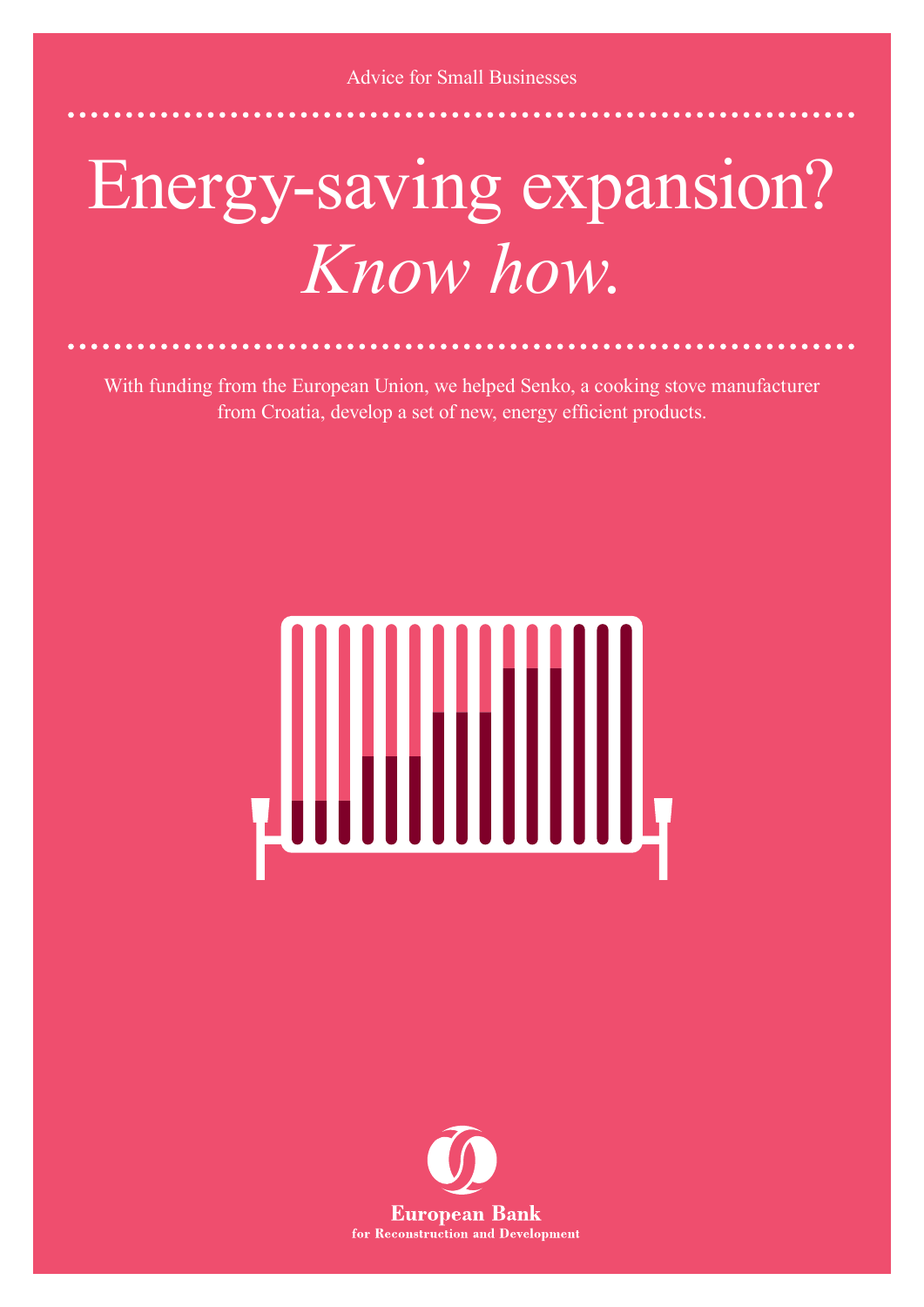Advice for Small Businesses

# Energy-saving expansion? *Know how.*

With funding from the European Union, we helped Senko, a cooking stove manufacturer from Croatia, develop a set of new, energy efficient products.

**European Bank**
**for Reconstruction and Development**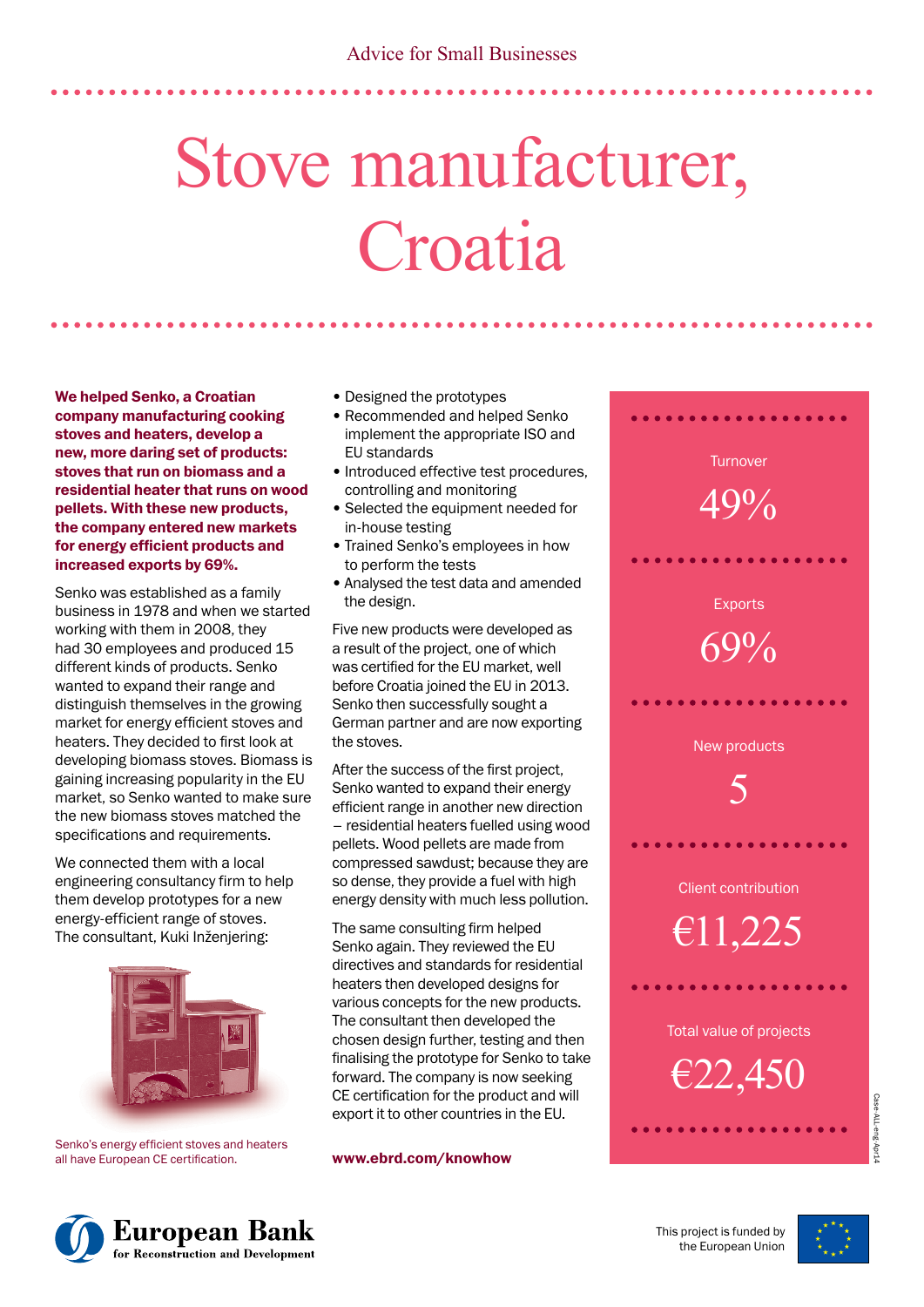Advice for Small Businesses

# Stove manufacturer, Croatia

**We helped Senko, a Croatian company manufacturing cooking stoves and heaters, develop a new, more daring set of products: stoves that run on biomass and a residential heater that runs on wood pellets. With these new products, the company entered new markets for energy efficient products and increased exports by 69%.**

Senko was established as a family business in 1978 and when we started working with them in 2008, they had 30 employees and produced 15 different kinds of products. Senko wanted to expand their range and distinguish themselves in the growing market for energy efficient stoves and heaters. They decided to first look at developing biomass stoves. Biomass is gaining increasing popularity in the EU market, so Senko wanted to make sure the new biomass stoves matched the specifications and requirements.

We connected them with a local engineering consultancy firm to help them develop prototypes for a new energy-efficient range of stoves. The consultant, Kuki Inženjering:

Senko's energy efficient stoves and heaters all have European CE certification.

- Designed the prototypes
- Recommended and helped Senko implement the appropriate ISO and EU standards
- Introduced effective test procedures, controlling and monitoring
- Selected the equipment needed for in-house testing
- Trained Senko's employees in how to perform the tests
- Analysed the test data and amended the design.

Five new products were developed as a result of the project, one of which was certified for the EU market, well before Croatia joined the EU in 2013. Senko then successfully sought a German partner and are now exporting the stoves.

After the success of the first project, Senko wanted to expand their energy efficient range in another new direction – residential heaters fuelled using wood pellets. Wood pellets are made from compressed sawdust; because they are so dense, they provide a fuel with high energy density with much less pollution.

The same consulting firm helped Senko again. They reviewed the EU directives and standards for residential heaters then developed designs for various concepts for the new products. The consultant then developed the chosen design further, testing and then finalising the prototype for Senko to take forward. The company is now seeking CE certification for the product and will export it to other countries in the EU.

www.ebrd.com/knowhow

Turnover
49%

Exports
69%

New products
5

Client contribution
€11,225

Total value of projects
€22,450

European Bank for Reconstruction and Development

This project is funded by the European Union